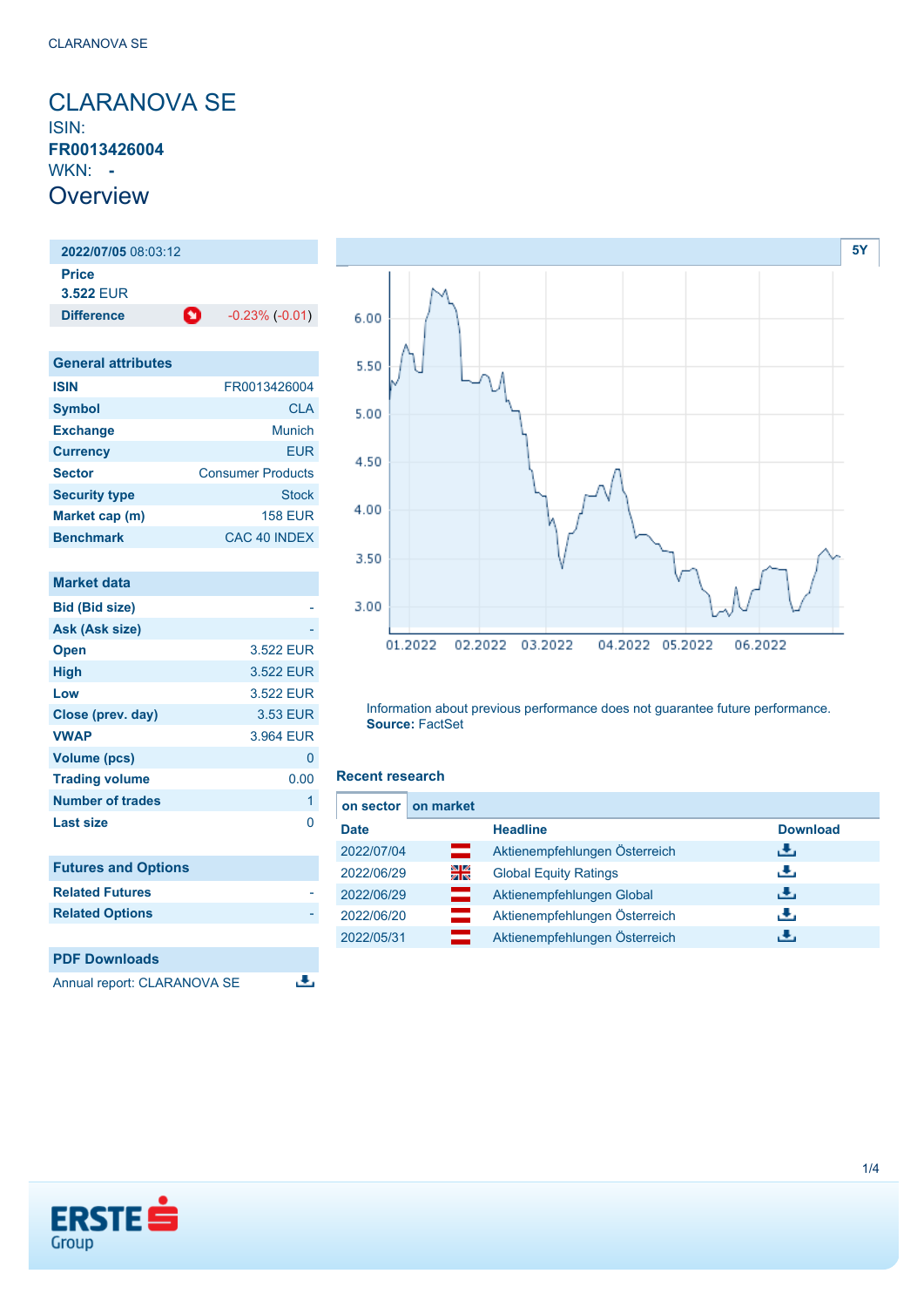# CLARANOVA SE

ISIN: **FR0013426004**

WKN: **-**

## Overview

| **2022/07/05** 08:03:12 | |
|---|---|
| **Price** | |
| **3.522** EUR | |
| **Difference** | -0.23% (-0.01) |

| General attributes | |
|---|---|
| **ISIN** | FR0013426004 |
| **Symbol** | CLA |
| **Exchange** | Munich |
| **Currency** | EUR |
| **Sector** | Consumer Products |
| **Security type** | Stock |
| **Market cap (m)** | 158 EUR |
| **Benchmark** | CAC 40 INDEX |

| Market data | |
|---|---|
| **Bid (Bid size)** | - |
| **Ask (Ask size)** | - |
| **Open** | 3.522 EUR |
| **High** | 3.522 EUR |
| **Low** | 3.522 EUR |
| **Close (prev. day)** | 3.53 EUR |
| **VWAP** | 3.964 EUR |
| **Volume (pcs)** | 0 |
| **Trading volume** | 0.00 |
| **Number of trades** | 1 |
| **Last size** | 0 |

| Futures and Options | |
|---|---|
| **Related Futures** | - |
| **Related Options** | - |

| PDF Downloads |
|---|
| Annual report: CLARANOVA SE |

Information about previous performance does not guarantee future performance.
**Source:** FactSet

### Recent research

| Date | Headline | Download |
|---|---|---|
| 2022/07/04 | Aktienempfehlungen Österreich | |
| 2022/06/29 | Global Equity Ratings | |
| 2022/06/29 | Aktienempfehlungen Global | |
| 2022/06/20 | Aktienempfehlungen Österreich | |
| 2022/05/31 | Aktienempfehlungen Österreich | |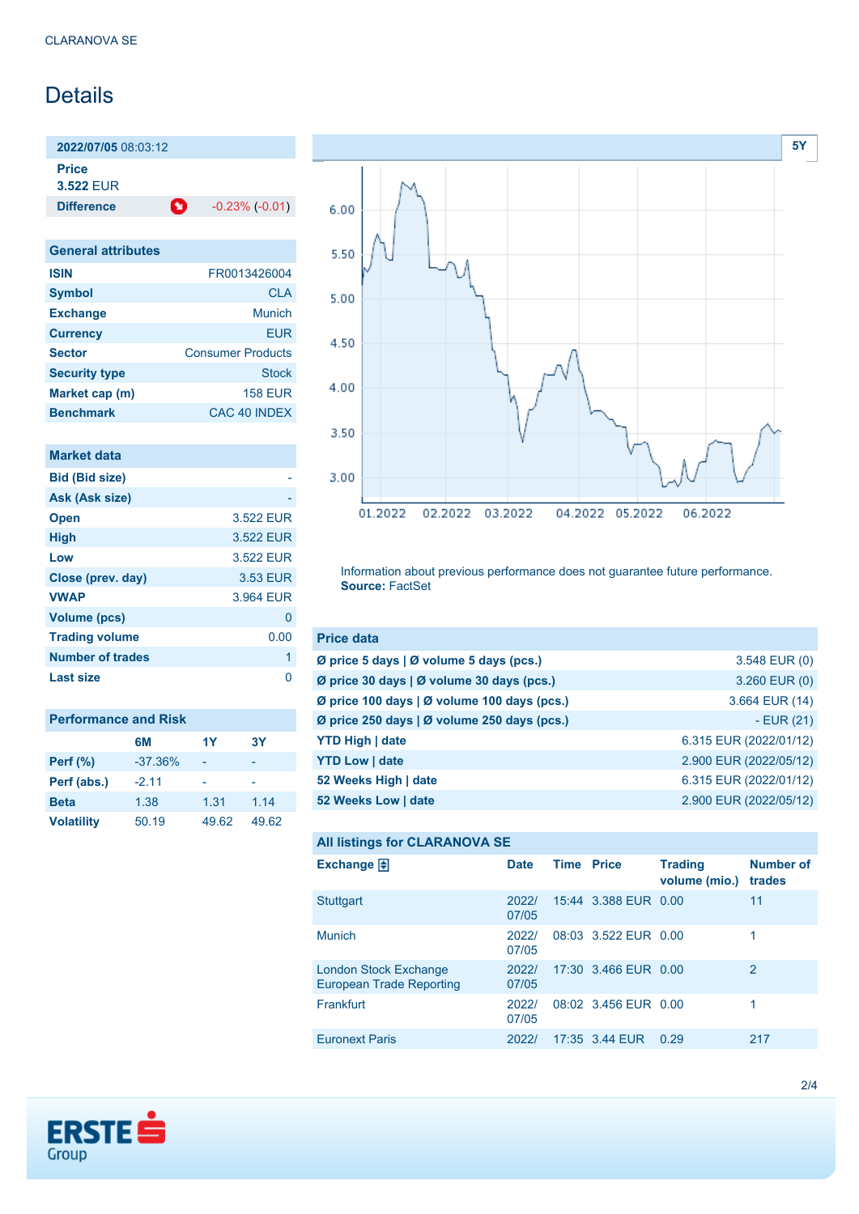CLARANOVA SE

# Details

| 2022/07/05 08:03:12 | |
|---|---|
| **Price** 3.522 EUR | |
| **Difference** | -0.23% (-0.01) |

| General attributes | |
|---|---|
| **ISIN** | FR0013426004 |
| **Symbol** | CLA |
| **Exchange** | Munich |
| **Currency** | EUR |
| **Sector** | Consumer Products |
| **Security type** | Stock |
| **Market cap (m)** | 158 EUR |
| **Benchmark** | CAC 40 INDEX |

| Market data | |
|---|---|
| **Bid (Bid size)** | - |
| **Ask (Ask size)** | - |
| **Open** | 3.522 EUR |
| **High** | 3.522 EUR |
| **Low** | 3.522 EUR |
| **Close (prev. day)** | 3.53 EUR |
| **VWAP** | 3.964 EUR |
| **Volume (pcs)** | 0 |
| **Trading volume** | 0.00 |
| **Number of trades** | 1 |
| **Last size** | 0 |

| Performance and Risk | 6M | 1Y | 3Y |
|---|---|---|---|
| **Perf (%)** | -37.36% | - | - |
| **Perf (abs.)** | -2.11 | - | - |
| **Beta** | 1.38 | 1.31 | 1.14 |
| **Volatility** | 50.19 | 49.62 | 49.62 |

Information about previous performance does not guarantee future performance.
**Source:** FactSet

| Price data | |
|---|---|
| **Ø price 5 days \| Ø volume 5 days (pcs.)** | 3.548 EUR (0) |
| **Ø price 30 days \| Ø volume 30 days (pcs.)** | 3.260 EUR (0) |
| **Ø price 100 days \| Ø volume 100 days (pcs.)** | 3.664 EUR (14) |
| **Ø price 250 days \| Ø volume 250 days (pcs.)** | - EUR (21) |
| **YTD High \| date** | 6.315 EUR (2022/01/12) |
| **YTD Low \| date** | 2.900 EUR (2022/05/12) |
| **52 Weeks High \| date** | 6.315 EUR (2022/01/12) |
| **52 Weeks Low \| date** | 2.900 EUR (2022/05/12) |

**All listings for CLARANOVA SE**

| Exchange | Date | Time | Price | Trading volume (mio.) | Number of trades |
|---|---|---|---|---|---|
| Stuttgart | 2022/07/05 | 15:44 | 3.388 EUR | 0.00 | 11 |
| Munich | 2022/07/05 | 08:03 | 3.522 EUR | 0.00 | 1 |
| London Stock Exchange European Trade Reporting | 2022/07/05 | 17:30 | 3.466 EUR | 0.00 | 2 |
| Frankfurt | 2022/07/05 | 08:02 | 3.456 EUR | 0.00 | 1 |
| Euronext Paris | 2022/ | 17:35 | 3.44 EUR | 0.29 | 217 |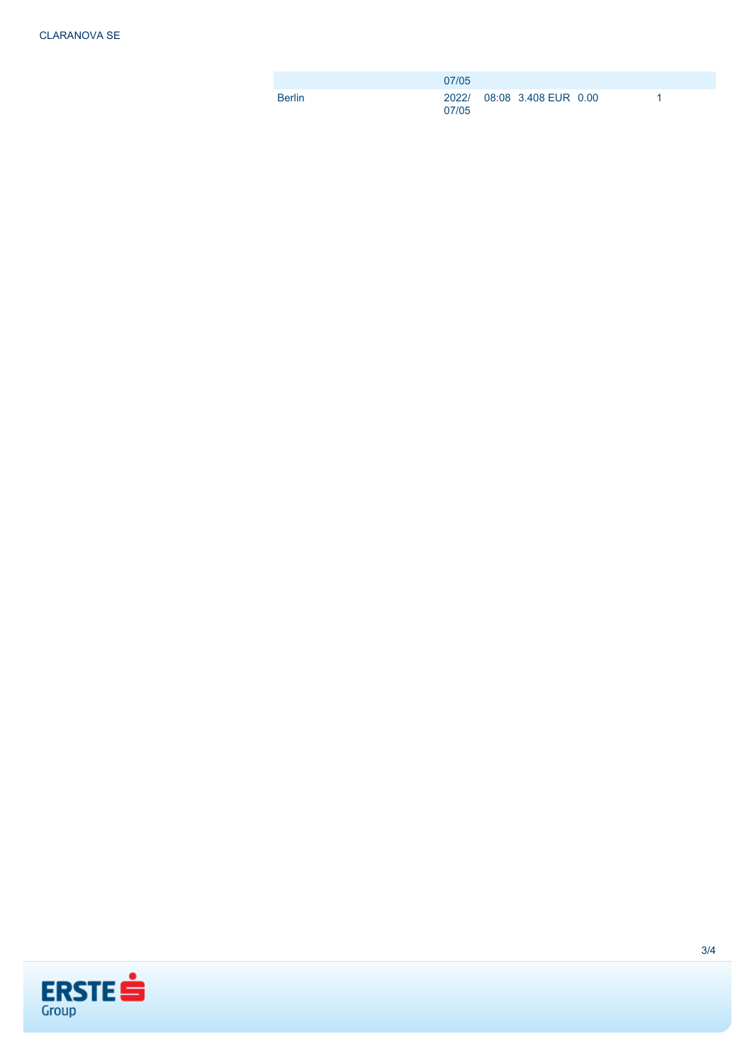| | | | | | |
|---|---|---|---|---|---|
| | 07/05 | | | | |
| Berlin | 2022/ 07/05 | 08:08 | 3.408 EUR | 0.00 | 1 |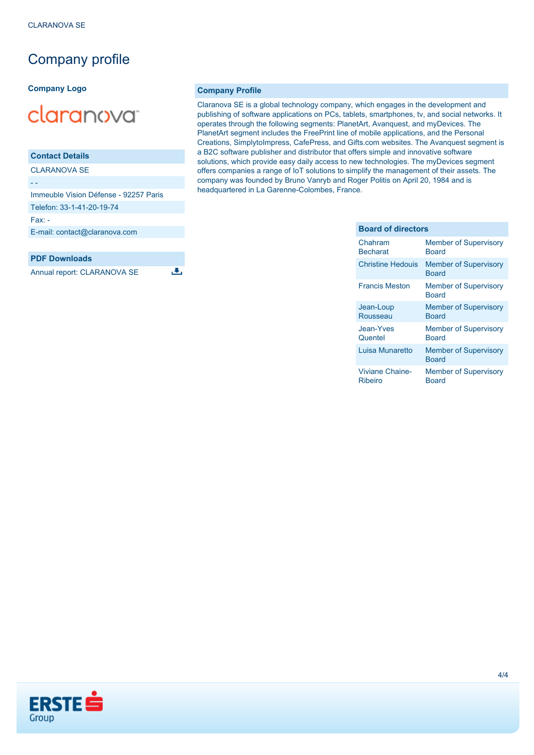# Company profile

**Company Logo**

## Company Profile

Claranova SE is a global technology company, which engages in the development and publishing of software applications on PCs, tablets, smartphones, tv, and social networks. It operates through the following segments: PlanetArt, Avanquest, and myDevices. The PlanetArt segment includes the FreePrint line of mobile applications, and the Personal Creations, SimplytoImpress, CafePress, and Gifts.com websites. The Avanquest segment is a B2C software publisher and distributor that offers simple and innovative software solutions, which provide easy daily access to new technologies. The myDevices segment offers companies a range of IoT solutions to simplify the management of their assets. The company was founded by Bruno Vanryb and Roger Politis on April 20, 1984 and is headquartered in La Garenne-Colombes, France.

| Contact Details |
|---|
| CLARANOVA SE |
| - - |
| Immeuble Vision Défense - 92257 Paris |
| Telefon: 33-1-41-20-19-74 |
| Fax: - |
| E-mail: contact@claranova.com |

| PDF Downloads |
|---|
| Annual report: CLARANOVA SE |

| Board of directors | |
|---|---|
| Chahram Becharat | Member of Supervisory Board |
| Christine Hedouis | Member of Supervisory Board |
| Francis Meston | Member of Supervisory Board |
| Jean-Loup Rousseau | Member of Supervisory Board |
| Jean-Yves Quentel | Member of Supervisory Board |
| Luisa Munaretto | Member of Supervisory Board |
| Viviane Chaine-Ribeiro | Member of Supervisory Board |